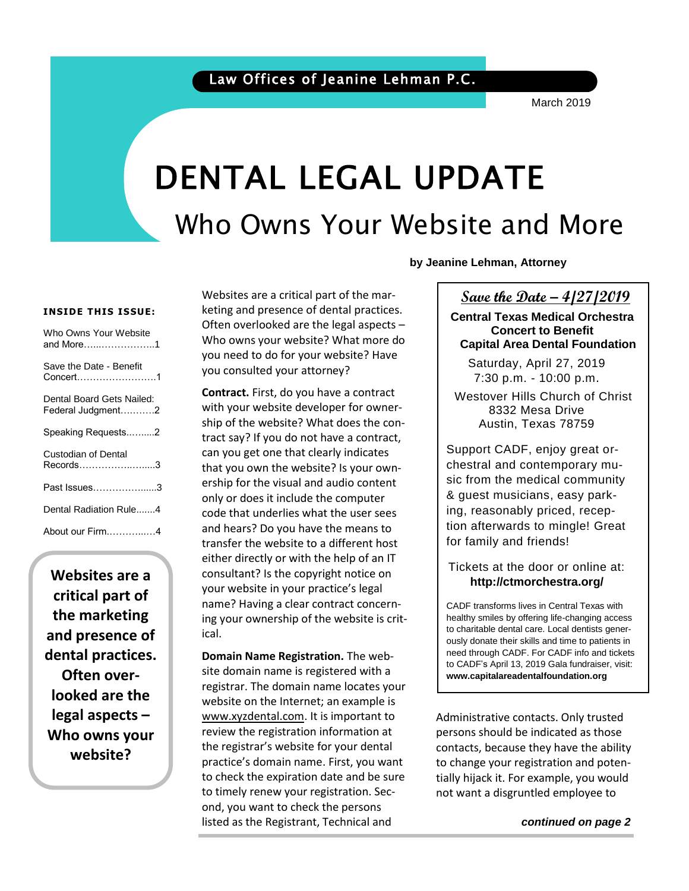Law Offices of Jeanine Lehman P.C.

March 2019

# DENTAL LEGAL UPDATE

## Who Owns Your Website and More

**by Jeanine Lehman, Attorney**

**INSIDE THIS ISSUE:**

- Who Owns Your Website and More……..…………….1
- Save the Date - Benefit Concert…………………….1
- Dental Board Gets Nailed: Federal Judgment………..2
- Speaking Requests……...2
- Custodian of Dental Records……………………...3
- Past Issues……………......3
- Dental Radiation Rule.......4
- About our Firm……….…..4

**Websites are a critical part of the marketing and presence of dental practices. Often overlooked are the legal aspects – Who owns your website?**

Websites are a critical part of the marketing and presence of dental practices. Often overlooked are the legal aspects – Who owns your website? What more do you need to do for your website? Have you consulted your attorney?

**Contract.** First, do you have a contract with your website developer for ownership of the website? What does the contract say? If you do not have a contract, can you get one that clearly indicates that you own the website? Is your ownership for the visual and audio content only or does it include the computer code that underlies what the user sees and hears? Do you have the means to transfer the website to a different host either directly or with the help of an IT consultant? Is the copyright notice on your website in your practice's legal name? Having a clear contract concerning your ownership of the website is critical.

**Domain Name Registration.** The website domain name is registered with a registrar. The domain name locates your website on the Internet; an example is www.xyzdental.com. It is important to review the registration information at the registrar's website for your dental practice's domain name. First, you want to check the expiration date and be sure to timely renew your registration. Second, you want to check the persons listed as the Registrant, Technical and Administrative contacts. Only trusted persons should be indicated as those contacts, because they have the ability to change your registration and potentially hijack it. For example, you would not want a disgruntled employee to

***continued on page 2***

---

### *Save the Date – 4/27/2019*

**Central Texas Medical Orchestra Concert to Benefit Capital Area Dental Foundation**

Saturday, April 27, 2019
7:30 p.m. - 10:00 p.m.

Westover Hills Church of Christ
8332 Mesa Drive
Austin, Texas 78759

Support CADF, enjoy great orchestral and contemporary music from the medical community & guest musicians, easy parking, reasonably priced, reception afterwards to mingle! Great for family and friends!

Tickets at the door or online at:
**http://ctmorchestra.org/**

CADF transforms lives in Central Texas with healthy smiles by offering life-changing access to charitable dental care. Local dentists generously donate their skills and time to patients in need through CADF. For CADF info and tickets to CADF's April 13, 2019 Gala fundraiser, visit: **www.capitalareadentalfoundation.org**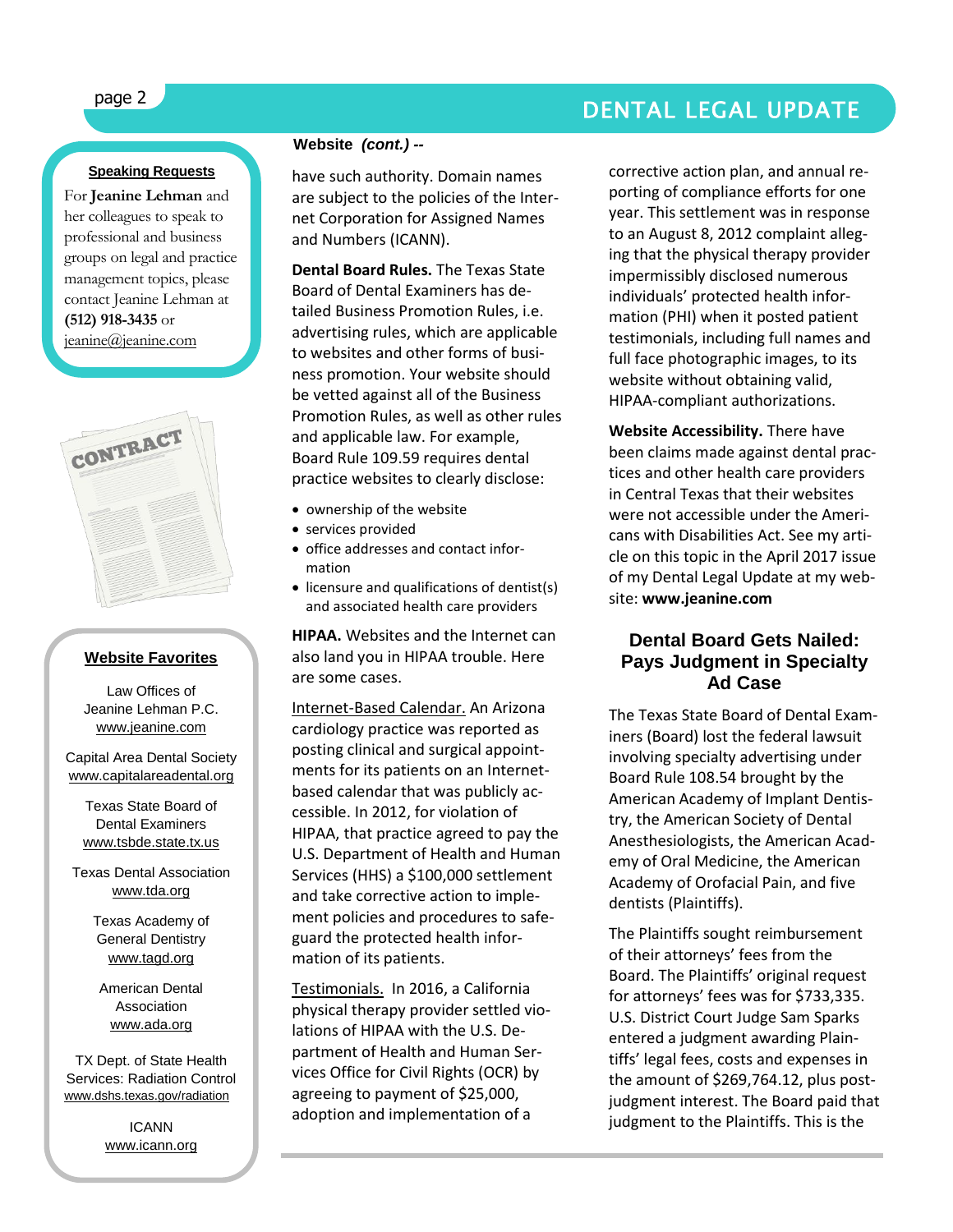**Speaking Requests**

For **Jeanine Lehman** and her colleagues to speak to professional and business groups on legal and practice management topics, please contact Jeanine Lehman at **(512) 918-3435** or jeanine@jeanine.com

**Website Favorites**

Law Offices of Jeanine Lehman P.C.
www.jeanine.com

Capital Area Dental Society
www.capitalareadental.org

Texas State Board of Dental Examiners
www.tsbde.state.tx.us

Texas Dental Association
www.tda.org

Texas Academy of General Dentistry
www.tagd.org

American Dental Association
www.ada.org

TX Dept. of State Health Services: Radiation Control
www.dshs.texas.gov/radiation

ICANN
www.icann.org

**Website** ***(cont.) --***

have such authority. Domain names are subject to the policies of the Internet Corporation for Assigned Names and Numbers (ICANN).

**Dental Board Rules.** The Texas State Board of Dental Examiners has detailed Business Promotion Rules, i.e. advertising rules, which are applicable to websites and other forms of business promotion. Your website should be vetted against all of the Business Promotion Rules, as well as other rules and applicable law. For example, Board Rule 109.59 requires dental practice websites to clearly disclose:

- ownership of the website
- services provided
- office addresses and contact information
- licensure and qualifications of dentist(s) and associated health care providers

**HIPAA.** Websites and the Internet can also land you in HIPAA trouble. Here are some cases.

Internet-Based Calendar. An Arizona cardiology practice was reported as posting clinical and surgical appointments for its patients on an Internet-based calendar that was publicly accessible. In 2012, for violation of HIPAA, that practice agreed to pay the U.S. Department of Health and Human Services (HHS) a $100,000 settlement and take corrective action to implement policies and procedures to safeguard the protected health information of its patients.

Testimonials. In 2016, a California physical therapy provider settled violations of HIPAA with the U.S. Department of Health and Human Services Office for Civil Rights (OCR) by agreeing to payment of $25,000, adoption and implementation of a corrective action plan, and annual reporting of compliance efforts for one year. This settlement was in response to an August 8, 2012 complaint alleging that the physical therapy provider impermissibly disclosed numerous individuals' protected health information (PHI) when it posted patient testimonials, including full names and full face photographic images, to its website without obtaining valid, HIPAA-compliant authorizations.

**Website Accessibility.** There have been claims made against dental practices and other health care providers in Central Texas that their websites were not accessible under the Americans with Disabilities Act. See my article on this topic in the April 2017 issue of my Dental Legal Update at my website: **www.jeanine.com**

## Dental Board Gets Nailed: Pays Judgment in Specialty Ad Case

The Texas State Board of Dental Examiners (Board) lost the federal lawsuit involving specialty advertising under Board Rule 108.54 brought by the American Academy of Implant Dentistry, the American Society of Dental Anesthesiologists, the American Academy of Oral Medicine, the American Academy of Orofacial Pain, and five dentists (Plaintiffs).

The Plaintiffs sought reimbursement of their attorneys' fees from the Board. The Plaintiffs' original request for attorneys' fees was for $733,335. U.S. District Court Judge Sam Sparks entered a judgment awarding Plaintiffs' legal fees, costs and expenses in the amount of $269,764.12, plus post-judgment interest. The Board paid that judgment to the Plaintiffs. This is the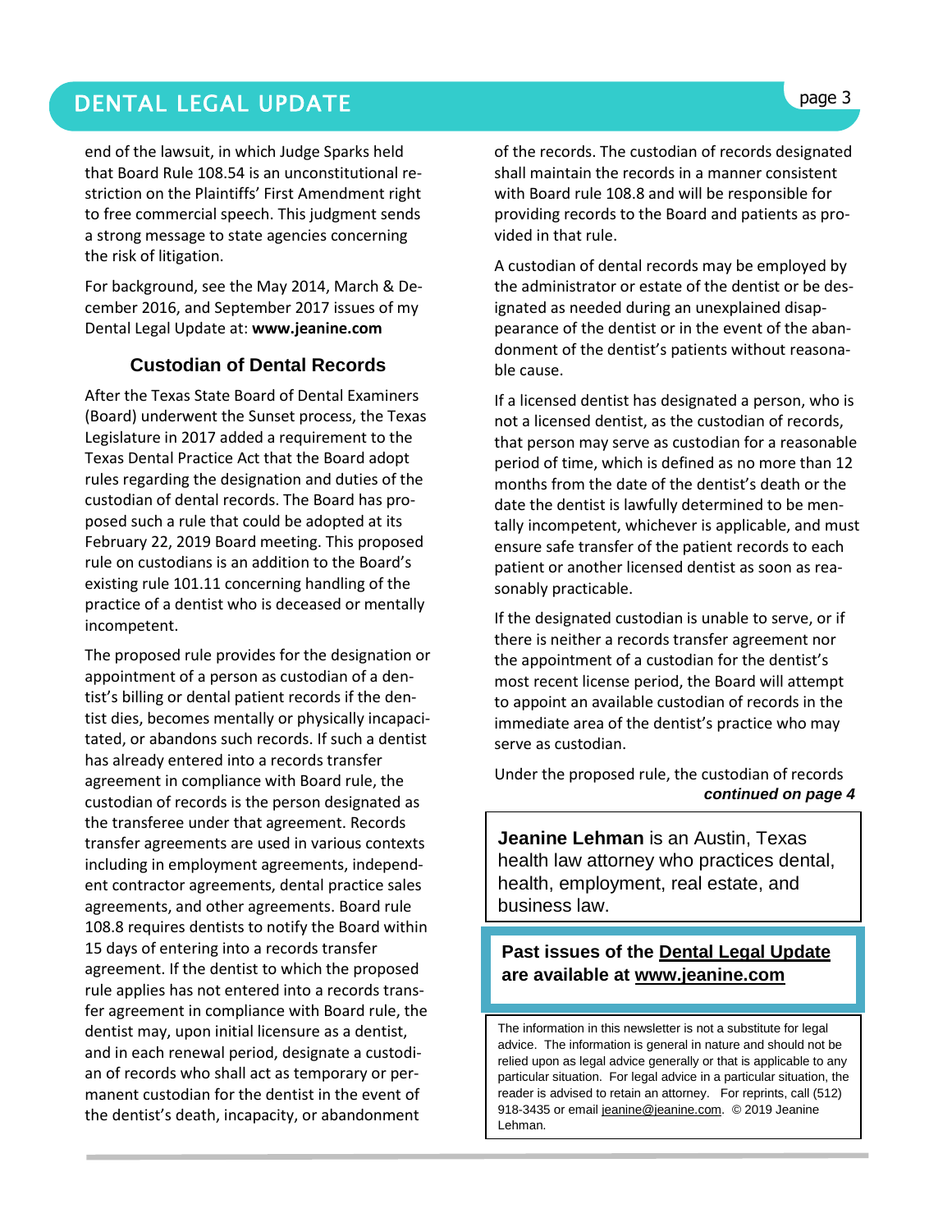end of the lawsuit, in which Judge Sparks held that Board Rule 108.54 is an unconstitutional restriction on the Plaintiffs' First Amendment right to free commercial speech. This judgment sends a strong message to state agencies concerning the risk of litigation.

For background, see the May 2014, March & December 2016, and September 2017 issues of my Dental Legal Update at: **www.jeanine.com**

### Custodian of Dental Records

After the Texas State Board of Dental Examiners (Board) underwent the Sunset process, the Texas Legislature in 2017 added a requirement to the Texas Dental Practice Act that the Board adopt rules regarding the designation and duties of the custodian of dental records. The Board has proposed such a rule that could be adopted at its February 22, 2019 Board meeting. This proposed rule on custodians is an addition to the Board's existing rule 101.11 concerning handling of the practice of a dentist who is deceased or mentally incompetent.

The proposed rule provides for the designation or appointment of a person as custodian of a dentist's billing or dental patient records if the dentist dies, becomes mentally or physically incapacitated, or abandons such records. If such a dentist has already entered into a records transfer agreement in compliance with Board rule, the custodian of records is the person designated as the transferee under that agreement. Records transfer agreements are used in various contexts including in employment agreements, independent contractor agreements, dental practice sales agreements, and other agreements. Board rule 108.8 requires dentists to notify the Board within 15 days of entering into a records transfer agreement. If the dentist to which the proposed rule applies has not entered into a records transfer agreement in compliance with Board rule, the dentist may, upon initial licensure as a dentist, and in each renewal period, designate a custodian of records who shall act as temporary or permanent custodian for the dentist in the event of the dentist's death, incapacity, or abandonment of the records. The custodian of records designated shall maintain the records in a manner consistent with Board rule 108.8 and will be responsible for providing records to the Board and patients as provided in that rule.

A custodian of dental records may be employed by the administrator or estate of the dentist or be designated as needed during an unexplained disappearance of the dentist or in the event of the abandonment of the dentist's patients without reasonable cause.

If a licensed dentist has designated a person, who is not a licensed dentist, as the custodian of records, that person may serve as custodian for a reasonable period of time, which is defined as no more than 12 months from the date of the dentist's death or the date the dentist is lawfully determined to be mentally incompetent, whichever is applicable, and must ensure safe transfer of the patient records to each patient or another licensed dentist as soon as reasonably practicable.

If the designated custodian is unable to serve, or if there is neither a records transfer agreement nor the appointment of a custodian for the dentist's most recent license period, the Board will attempt to appoint an available custodian of records in the immediate area of the dentist's practice who may serve as custodian.

Under the proposed rule, the custodian of records

***continued on page 4***

**Jeanine Lehman** is an Austin, Texas health law attorney who practices dental, health, employment, real estate, and business law.

**Past issues of the Dental Legal Update are available at www.jeanine.com**

The information in this newsletter is not a substitute for legal advice. The information is general in nature and should not be relied upon as legal advice generally or that is applicable to any particular situation. For legal advice in a particular situation, the reader is advised to retain an attorney. For reprints, call (512) 918-3435 or email jeanine@jeanine.com. © 2019 Jeanine Lehman.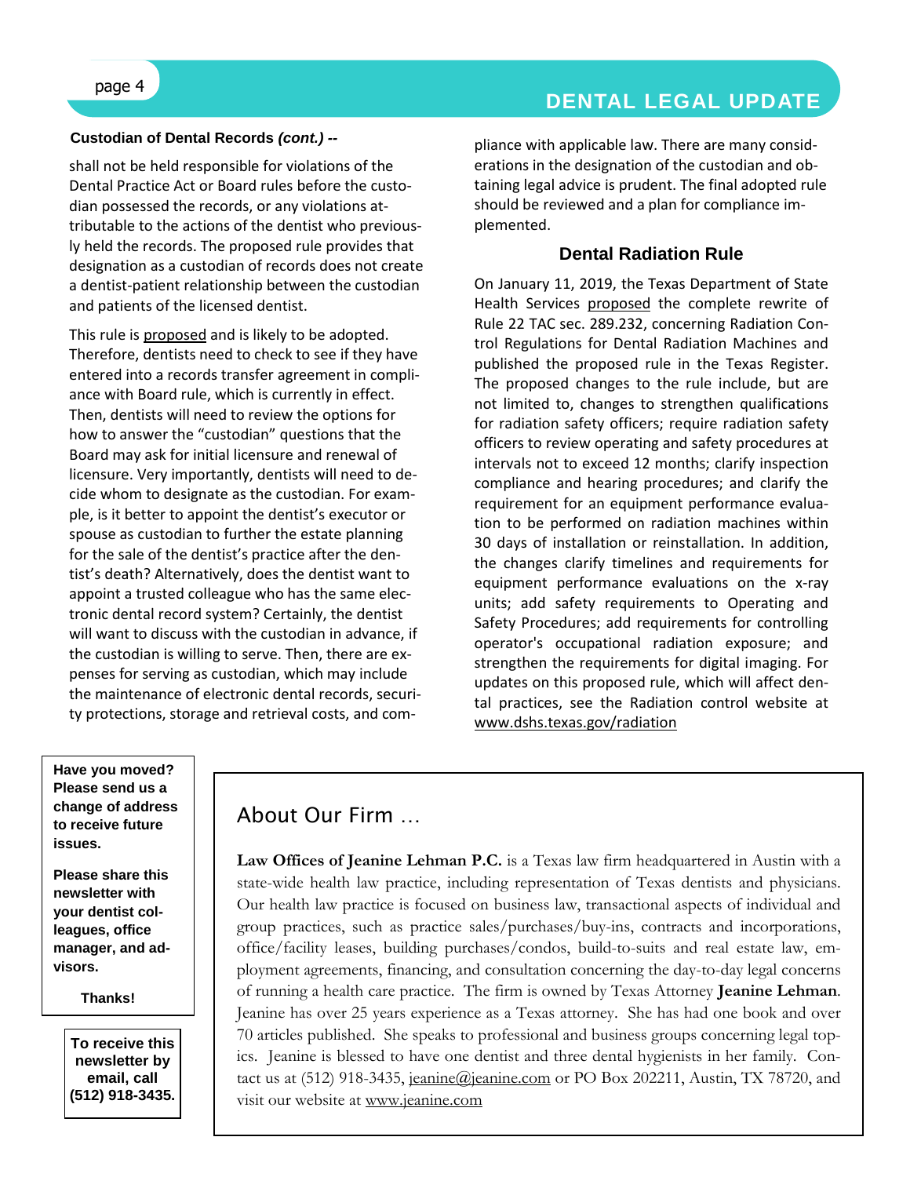**Custodian of Dental Records *(cont.)* --**

shall not be held responsible for violations of the Dental Practice Act or Board rules before the custodian possessed the records, or any violations attributable to the actions of the dentist who previously held the records. The proposed rule provides that designation as a custodian of records does not create a dentist-patient relationship between the custodian and patients of the licensed dentist.

This rule is proposed and is likely to be adopted. Therefore, dentists need to check to see if they have entered into a records transfer agreement in compliance with Board rule, which is currently in effect. Then, dentists will need to review the options for how to answer the "custodian" questions that the Board may ask for initial licensure and renewal of licensure. Very importantly, dentists will need to decide whom to designate as the custodian. For example, is it better to appoint the dentist's executor or spouse as custodian to further the estate planning for the sale of the dentist's practice after the dentist's death? Alternatively, does the dentist want to appoint a trusted colleague who has the same electronic dental record system? Certainly, the dentist will want to discuss with the custodian in advance, if the custodian is willing to serve. Then, there are expenses for serving as custodian, which may include the maintenance of electronic dental records, security protections, storage and retrieval costs, and compliance with applicable law. There are many considerations in the designation of the custodian and obtaining legal advice is prudent. The final adopted rule should be reviewed and a plan for compliance implemented.

## Dental Radiation Rule

On January 11, 2019, the Texas Department of State Health Services proposed the complete rewrite of Rule 22 TAC sec. 289.232, concerning Radiation Control Regulations for Dental Radiation Machines and published the proposed rule in the Texas Register. The proposed changes to the rule include, but are not limited to, changes to strengthen qualifications for radiation safety officers; require radiation safety officers to review operating and safety procedures at intervals not to exceed 12 months; clarify inspection compliance and hearing procedures; and clarify the requirement for an equipment performance evaluation to be performed on radiation machines within 30 days of installation or reinstallation. In addition, the changes clarify timelines and requirements for equipment performance evaluations on the x-ray units; add safety requirements to Operating and Safety Procedures; add requirements for controlling operator's occupational radiation exposure; and strengthen the requirements for digital imaging. For updates on this proposed rule, which will affect dental practices, see the Radiation control website at www.dshs.texas.gov/radiation

**Have you moved? Please send us a change of address to receive future issues.**

**Please share this newsletter with your dentist colleagues, office manager, and advisors.**

**Thanks!**

**To receive this newsletter by email, call (512) 918-3435.**

## About Our Firm …

**Law Offices of Jeanine Lehman P.C.** is a Texas law firm headquartered in Austin with a state-wide health law practice, including representation of Texas dentists and physicians. Our health law practice is focused on business law, transactional aspects of individual and group practices, such as practice sales/purchases/buy-ins, contracts and incorporations, office/facility leases, building purchases/condos, build-to-suits and real estate law, employment agreements, financing, and consultation concerning the day-to-day legal concerns of running a health care practice. The firm is owned by Texas Attorney **Jeanine Lehman**. Jeanine has over 25 years experience as a Texas attorney. She has had one book and over 70 articles published. She speaks to professional and business groups concerning legal topics. Jeanine is blessed to have one dentist and three dental hygienists in her family. Contact us at (512) 918-3435, jeanine@jeanine.com or PO Box 202211, Austin, TX 78720, and visit our website at www.jeanine.com